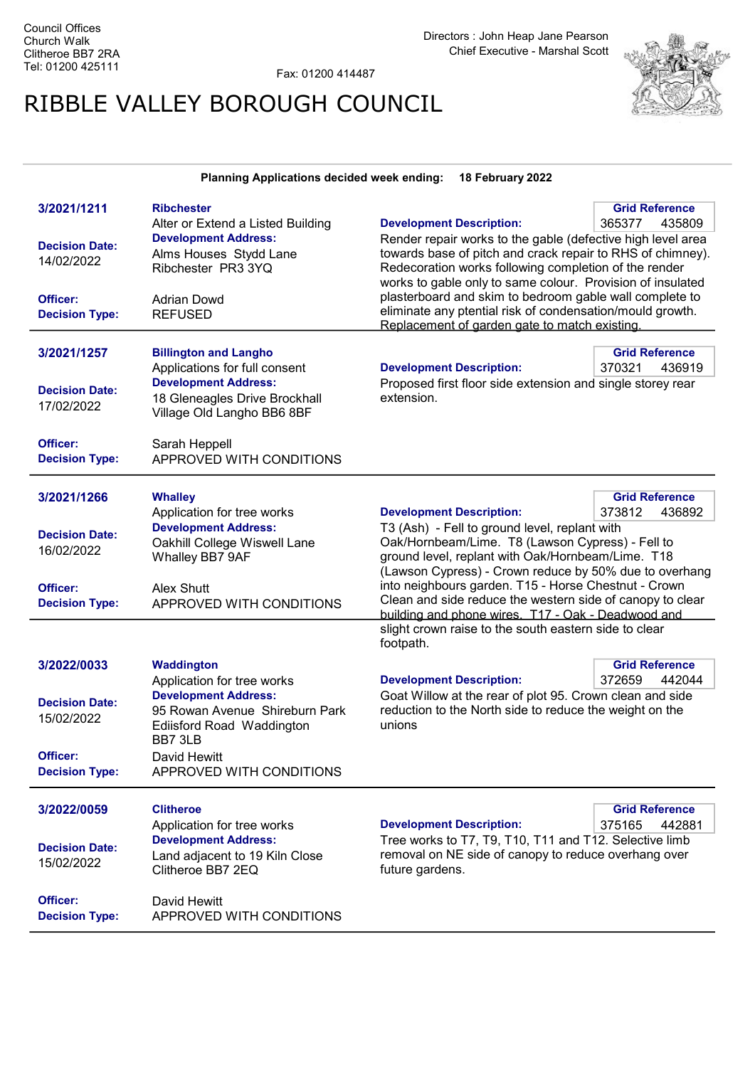Council Offices
Church Walk
Clitheroe BB7 2RA
Tel: 01200 425111

Fax: 01200 414487

Directors : John Heap Jane Pearson
Chief Executive - Marshal Scott

# RIBBLE VALLEY BOROUGH COUNCIL

**Planning Applications decided week ending: 18 February 2022**

---

**3/2021/1211**

**Ribchester**
Alter or Extend a Listed Building

**Decision Date:** 14/02/2022

**Development Address:**
Alms Houses Stydd Lane
Ribchester PR3 3YQ

**Officer:** Adrian Dowd
**Decision Type:** REFUSED

**Grid Reference:** 365377 435809

**Development Description:**
Render repair works to the gable (defective high level area towards base of pitch and crack repair to RHS of chimney). Redecoration works following completion of the render works to gable only to same colour. Provision of insulated plasterboard and skim to bedroom gable wall complete to eliminate any ptential risk of condensation/mould growth. Replacement of garden gate to match existing.

---

**3/2021/1257**

**Billington and Langho**
Applications for full consent

**Decision Date:** 17/02/2022

**Development Address:**
18 Gleneagles Drive Brockhall
Village Old Langho BB6 8BF

**Officer:** Sarah Heppell
**Decision Type:** APPROVED WITH CONDITIONS

**Grid Reference:** 370321 436919

**Development Description:**
Proposed first floor side extension and single storey rear extension.

---

**3/2021/1266**

**Whalley**
Application for tree works

**Decision Date:** 16/02/2022

**Development Address:**
Oakhill College Wiswell Lane
Whalley BB7 9AF

**Officer:** Alex Shutt
**Decision Type:** APPROVED WITH CONDITIONS

**Grid Reference:** 373812 436892

**Development Description:**
T3 (Ash) - Fell to ground level, replant with Oak/Hornbeam/Lime. T8 (Lawson Cypress) - Fell to ground level, replant with Oak/Hornbeam/Lime. T18 (Lawson Cypress) - Crown reduce by 50% due to overhang into neighbours garden. T15 - Horse Chestnut - Crown Clean and side reduce the western side of canopy to clear building and phone wires. T17 - Oak - Deadwood and slight crown raise to the south eastern side to clear footpath.

---

**3/2022/0033**

**Waddington**
Application for tree works

**Decision Date:** 15/02/2022

**Development Address:**
95 Rowan Avenue Shireburn Park
Ediisford Road Waddington
BB7 3LB

**Officer:** David Hewitt
**Decision Type:** APPROVED WITH CONDITIONS

**Grid Reference:** 372659 442044

**Development Description:**
Goat Willow at the rear of plot 95. Crown clean and side reduction to the North side to reduce the weight on the unions

---

**3/2022/0059**

**Clitheroe**
Application for tree works

**Decision Date:** 15/02/2022

**Development Address:**
Land adjacent to 19 Kiln Close
Clitheroe BB7 2EQ

**Officer:** David Hewitt
**Decision Type:** APPROVED WITH CONDITIONS

**Grid Reference:** 375165 442881

**Development Description:**
Tree works to T7, T9, T10, T11 and T12. Selective limb removal on NE side of canopy to reduce overhang over future gardens.

---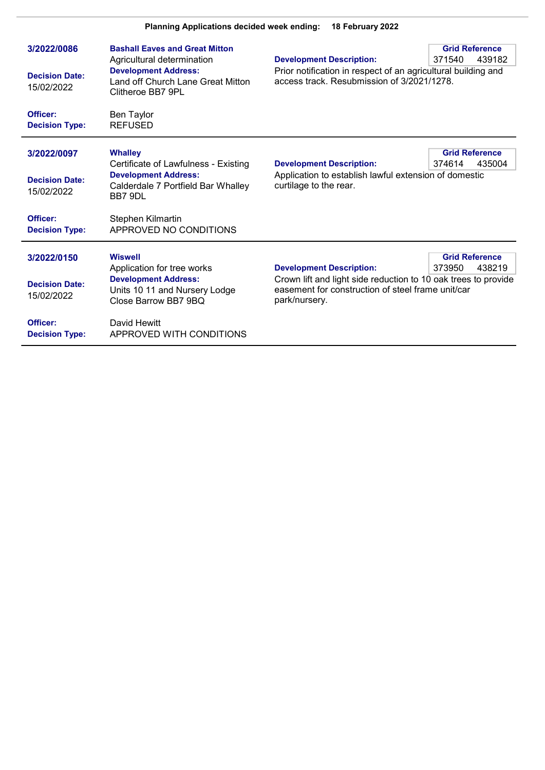**Planning Applications decided week ending: 18 February 2022**

---

**3/2022/0086**

**Decision Date:** 15/02/2022

**Bashall Eaves and Great Mitton**
Agricultural determination

**Development Address:**
Land off Church Lane Great Mitton Clitheroe BB7 9PL

**Development Description:**
Prior notification in respect of an agricultural building and access track. Resubmission of 3/2021/1278.

**Grid Reference:** 371540 439182

**Officer:** Ben Taylor
**Decision Type:** REFUSED

---

**3/2022/0097**

**Decision Date:** 15/02/2022

**Whalley**
Certificate of Lawfulness - Existing

**Development Address:**
Calderdale 7 Portfield Bar Whalley BB7 9DL

**Development Description:**
Application to establish lawful extension of domestic curtilage to the rear.

**Grid Reference:** 374614 435004

**Officer:** Stephen Kilmartin
**Decision Type:** APPROVED NO CONDITIONS

---

**3/2022/0150**

**Decision Date:** 15/02/2022

**Wiswell**
Application for tree works

**Development Address:**
Units 10 11 and Nursery Lodge Close Barrow BB7 9BQ

**Development Description:**
Crown lift and light side reduction to 10 oak trees to provide easement for construction of steel frame unit/car park/nursery.

**Grid Reference:** 373950 438219

**Officer:** David Hewitt
**Decision Type:** APPROVED WITH CONDITIONS